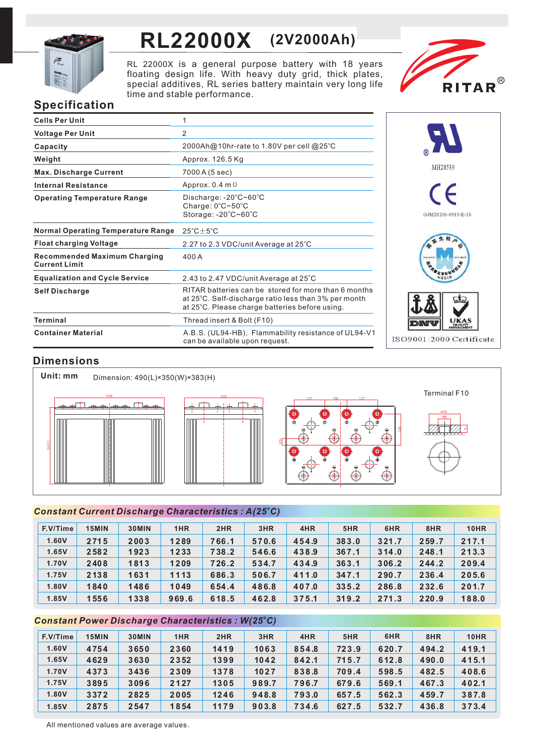# RL22000X (2V2000Ah)

RL 22000X is a general purpose battery with 18 years floating design life. With heavy duty grid, thick plates, special additives, RL series battery maintain very long life time and stable performance.

RITAR®

## Specification

| | |
|---|---|
| **Cells Per Unit** | 1 |
| **Voltage Per Unit** | 2 |
| **Capacity** | 2000Ah@10hr-rate to 1.80V per cell @25°C |
| **Weight** | Approx. 126.5 Kg |
| **Max. Discharge Current** | 7000 A (5 sec) |
| **Internal Resistance** | Approx. 0.4 mΩ |
| **Operating Temperature Range** | Discharge: -20°C~60°C<br>Charge: 0°C~50°C<br>Storage: -20°C~60°C |
| **Normal Operating Temperature Range** | 25°C±5°C |
| **Float charging Voltage** | 2.27 to 2.3 VDC/unit Average at 25°C |
| **Recommended Maximum Charging Current Limit** | 400 A |
| **Equalization and Cycle Service** | 2.43 to 2.47 VDC/unit Average at 25°C |
| **Self Discharge** | RITAR batteries can be stored for more than 6 months at 25°C. Self-discharge ratio less than 3% per month at 25°C. Please charge batteries before using. |
| **Terminal** | Thread insert & Bolt (F10) |
| **Container Material** | A.B.S. (UL94-HB), Flammability resistance of UL94-V1 can be available upon request. |

MH28539

G4M20206-0910-E-16

ISO9001:2000 Certificate

## Dimensions

**Unit: mm** Dimension: 490(L)×350(W)×383(H)

Terminal F10

## Constant Current Discharge Characteristics : A(25°C)

| F.V/Time | 15MIN | 30MIN | 1HR | 2HR | 3HR | 4HR | 5HR | 6HR | 8HR | 10HR |
|---|---|---|---|---|---|---|---|---|---|---|
| 1.60V | 2715 | 2003 | 1289 | 766.1 | 570.6 | 454.9 | 383.0 | 321.7 | 259.7 | 217.1 |
| 1.65V | 2582 | 1923 | 1233 | 738.2 | 546.6 | 438.9 | 367.1 | 314.0 | 248.1 | 213.3 |
| 1.70V | 2408 | 1813 | 1209 | 726.2 | 534.7 | 434.9 | 363.1 | 306.2 | 244.2 | 209.4 |
| 1.75V | 2138 | 1631 | 1113 | 686.3 | 506.7 | 411.0 | 347.1 | 290.7 | 236.4 | 205.6 |
| 1.80V | 1840 | 1486 | 1049 | 654.4 | 486.8 | 407.0 | 335.2 | 286.8 | 232.6 | 201.7 |
| 1.85V | 1556 | 1338 | 969.6 | 618.5 | 462.8 | 375.1 | 319.2 | 271.3 | 220.9 | 188.0 |

## Constant Power Discharge Characteristics : W(25°C)

| F.V/Time | 15MIN | 30MIN | 1HR | 2HR | 3HR | 4HR | 5HR | 6HR | 8HR | 10HR |
|---|---|---|---|---|---|---|---|---|---|---|
| 1.60V | 4754 | 3650 | 2360 | 1419 | 1063 | 854.8 | 723.9 | 620.7 | 494.2 | 419.1 |
| 1.65V | 4629 | 3630 | 2352 | 1399 | 1042 | 842.1 | 715.7 | 612.8 | 490.0 | 415.1 |
| 1.70V | 4373 | 3436 | 2309 | 1378 | 1027 | 838.8 | 709.4 | 598.5 | 482.5 | 408.6 |
| 1.75V | 3895 | 3096 | 2127 | 1305 | 989.7 | 796.7 | 679.6 | 569.1 | 467.3 | 402.1 |
| 1.80V | 3372 | 2825 | 2005 | 1246 | 948.8 | 793.0 | 657.5 | 562.3 | 459.7 | 387.8 |
| 1.85V | 2875 | 2547 | 1854 | 1179 | 903.8 | 734.6 | 627.5 | 532.7 | 436.8 | 373.4 |

All mentioned values are average values.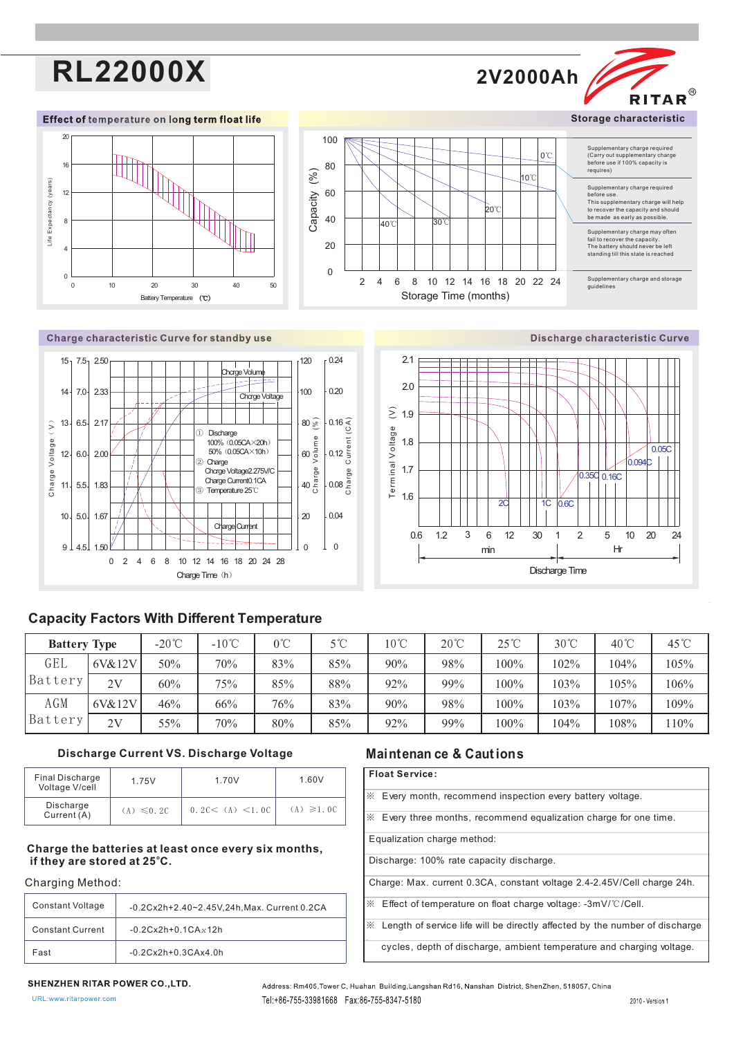# RL22000X

## 2V2000Ah

RITAR®

### Effect of temperature on long term float life

Life Expectancy (years)

20
16
12
8
4
0

0 10 20 30 40 50

Battery Temperature (℃)

### Storage characteristic

Capacity (%)

100
80
60
40
20
0

2 4 6 8 10 12 14 16 18 20 22 24

Storage Time (months)

0℃
10℃
20℃
30℃
40℃

Supplementary charge required (Carry out supplementary charge before use if 100% capacity is requires)

Supplementary charge required before use. This supplementary charge will help to recover the capacity and should be made as early as possible.

Supplementary charge may often fail to recover the capacity. The battery should never be left standing till this state is reached

Supplementary charge and storage guidelines

### Charge characteristic Curve for standby use

Charge Voltage (V)

15 7.5 2.50
14 7.0 2.33
13 6.5 2.17
12 6.0 2.00
11 5.5 1.83
10 5.0 1.67
9 4.5 1.50

Charge Volume (%): 120 100 80 60 40 20 0

Charge Current (CA): 0.24 0.20 0.16 0.12 0.08 0.04 0

0 2 4 6 8 10 12 14 16 18 20 24 28

Charge Time (h)

Charge Volume
Charge Voltage
Charge Current

① Discharge
100% (0.05CA×20h)
50% (0.05CA×10h)
② Charge
Charge Voltage2.275V/C
Charge Current0.1CA
③ Temperature 25℃

### Discharge characteristic Curve

Terminal Voltage (V)

2.1
2.0
1.9
1.8
1.7
1.6

0.6 1.2 3 6 12 30 1 2 5 10 20 24

min Hr

Discharge Time

2C
1C
0.6C
0.35C
0.16C
0.094C
0.05C

## Capacity Factors With Different Temperature

| Battery Type | | -20℃ | -10℃ | 0℃ | 5℃ | 10℃ | 20℃ | 25℃ | 30℃ | 40℃ | 45℃ |
|---|---|---|---|---|---|---|---|---|---|---|---|
| GEL Battery | 6V&12V | 50% | 70% | 83% | 85% | 90% | 98% | 100% | 102% | 104% | 105% |
| | 2V | 60% | 75% | 85% | 88% | 92% | 99% | 100% | 103% | 105% | 106% |
| AGM Battery | 6V&12V | 46% | 66% | 76% | 83% | 90% | 98% | 100% | 103% | 107% | 109% |
| | 2V | 55% | 70% | 80% | 85% | 92% | 99% | 100% | 104% | 108% | 110% |

### Discharge Current VS. Discharge Voltage

| Final Discharge Voltage V/cell | 1.75V | 1.70V | 1.60V |
|---|---|---|---|
| Discharge Current (A) | (A) ≤0.2C | 0.2C< (A) <1.0C | (A) ≥1.0C |

**Charge the batteries at least once every six months, if they are stored at 25°C.**

Charging Method:

| | |
|---|---|
| Constant Voltage | -0.2Cx2h+2.40~2.45V,24h,Max. Current 0.2CA |
| Constant Current | -0.2Cx2h+0.1CAx12h |
| Fast | -0.2Cx2h+0.3CAx4.0h |

### Maintenance & Cautions

**Float Service:**

※ Every month, recommend inspection every battery voltage.

※ Every three months, recommend equalization charge for one time.

Equalization charge method:

Discharge: 100% rate capacity discharge.

Charge: Max. current 0.3CA, constant voltage 2.4-2.45V/Cell charge 24h.

※ Effect of temperature on float charge voltage: -3mV/℃/Cell.

※ Length of service life will be directly affected by the number of discharge cycles, depth of discharge, ambient temperature and charging voltage.

**SHENZHEN RITAR POWER CO.,LTD.**

URL:www.ritarpower.com

Address: Rm405,Tower C, Huahan Building,Langshan Rd16, Nanshan District, ShenZhen, 518057, China

Tel:+86-755-33981668 Fax:86-755-8347-5180

2010 - Version 1